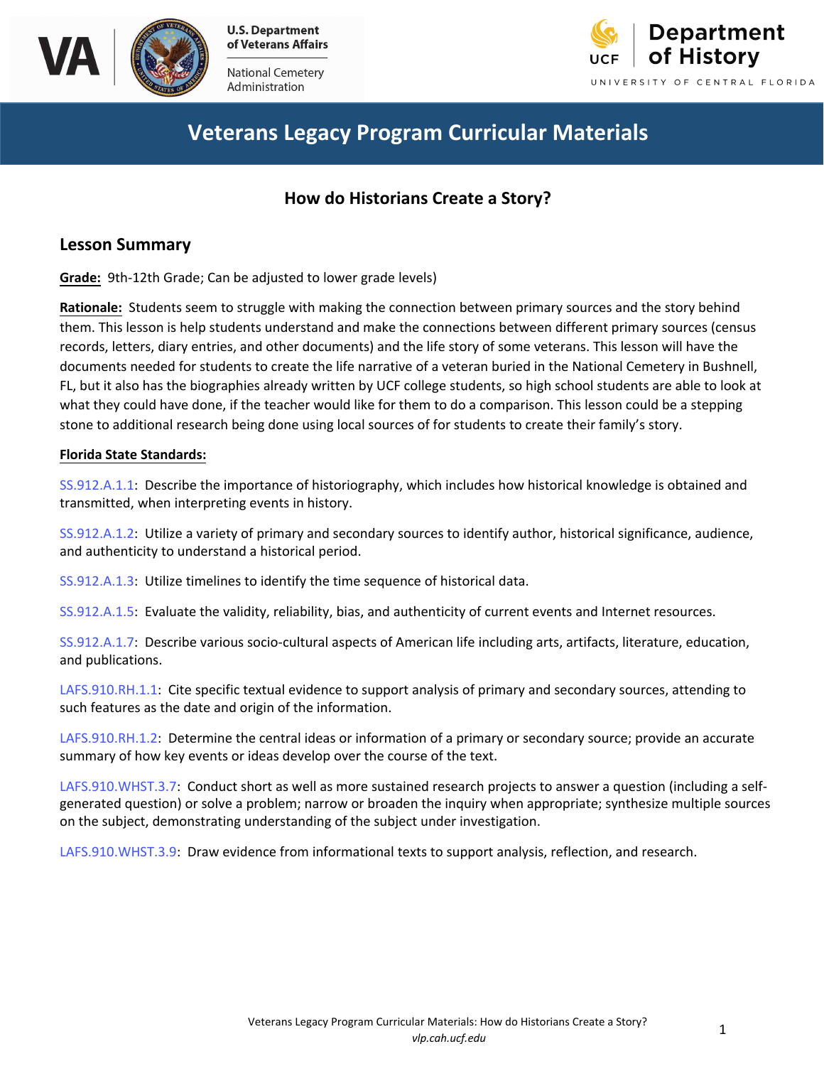# Veterans Legacy Program Curricular Materials

## How do Historians Create a Story?

### Lesson Summary

**Grade:** 9th-12th Grade; Can be adjusted to lower grade levels)

**Rationale:** Students seem to struggle with making the connection between primary sources and the story behind them. This lesson is help students understand and make the connections between different primary sources (census records, letters, diary entries, and other documents) and the life story of some veterans. This lesson will have the documents needed for students to create the life narrative of a veteran buried in the National Cemetery in Bushnell, FL, but it also has the biographies already written by UCF college students, so high school students are able to look at what they could have done, if the teacher would like for them to do a comparison. This lesson could be a stepping stone to additional research being done using local sources of for students to create their family's story.

**Florida State Standards:**

SS.912.A.1.1: Describe the importance of historiography, which includes how historical knowledge is obtained and transmitted, when interpreting events in history.

SS.912.A.1.2: Utilize a variety of primary and secondary sources to identify author, historical significance, audience, and authenticity to understand a historical period.

SS.912.A.1.3: Utilize timelines to identify the time sequence of historical data.

SS.912.A.1.5: Evaluate the validity, reliability, bias, and authenticity of current events and Internet resources.

SS.912.A.1.7: Describe various socio-cultural aspects of American life including arts, artifacts, literature, education, and publications.

LAFS.910.RH.1.1: Cite specific textual evidence to support analysis of primary and secondary sources, attending to such features as the date and origin of the information.

LAFS.910.RH.1.2: Determine the central ideas or information of a primary or secondary source; provide an accurate summary of how key events or ideas develop over the course of the text.

LAFS.910.WHST.3.7: Conduct short as well as more sustained research projects to answer a question (including a self-generated question) or solve a problem; narrow or broaden the inquiry when appropriate; synthesize multiple sources on the subject, demonstrating understanding of the subject under investigation.

LAFS.910.WHST.3.9: Draw evidence from informational texts to support analysis, reflection, and research.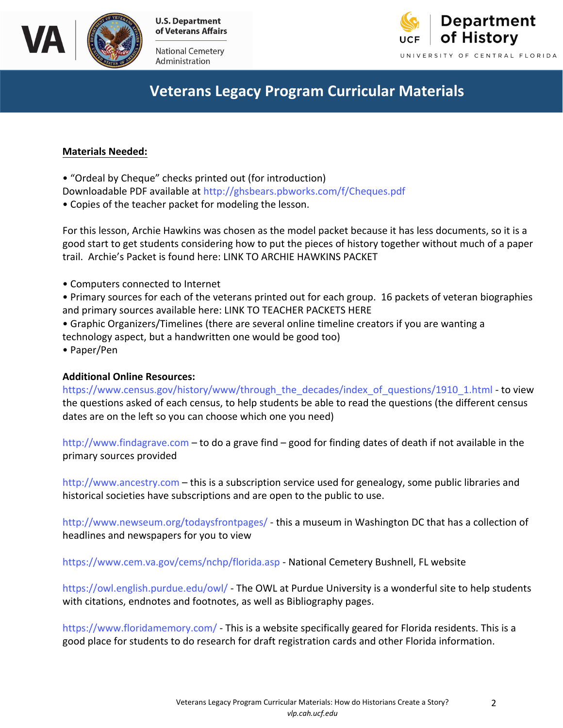**Materials Needed:**

- "Ordeal by Cheque" checks printed out (for introduction)

Downloadable PDF available at http://ghsbears.pbworks.com/f/Cheques.pdf

- Copies of the teacher packet for modeling the lesson.

For this lesson, Archie Hawkins was chosen as the model packet because it has less documents, so it is a good start to get students considering how to put the pieces of history together without much of a paper trail. Archie's Packet is found here: LINK TO ARCHIE HAWKINS PACKET

- Computers connected to Internet
- Primary sources for each of the veterans printed out for each group. 16 packets of veteran biographies and primary sources available here: LINK TO TEACHER PACKETS HERE
- Graphic Organizers/Timelines (there are several online timeline creators if you are wanting a technology aspect, but a handwritten one would be good too)
- Paper/Pen

**Additional Online Resources:**

https://www.census.gov/history/www/through_the_decades/index_of_questions/1910_1.html - to view the questions asked of each census, to help students be able to read the questions (the different census dates are on the left so you can choose which one you need)

http://www.findagrave.com – to do a grave find – good for finding dates of death if not available in the primary sources provided

http://www.ancestry.com – this is a subscription service used for genealogy, some public libraries and historical societies have subscriptions and are open to the public to use.

http://www.newseum.org/todaysfrontpages/ - this a museum in Washington DC that has a collection of headlines and newspapers for you to view

https://www.cem.va.gov/cems/nchp/florida.asp - National Cemetery Bushnell, FL website

https://owl.english.purdue.edu/owl/ - The OWL at Purdue University is a wonderful site to help students with citations, endnotes and footnotes, as well as Bibliography pages.

https://www.floridamemory.com/ - This is a website specifically geared for Florida residents. This is a good place for students to do research for draft registration cards and other Florida information.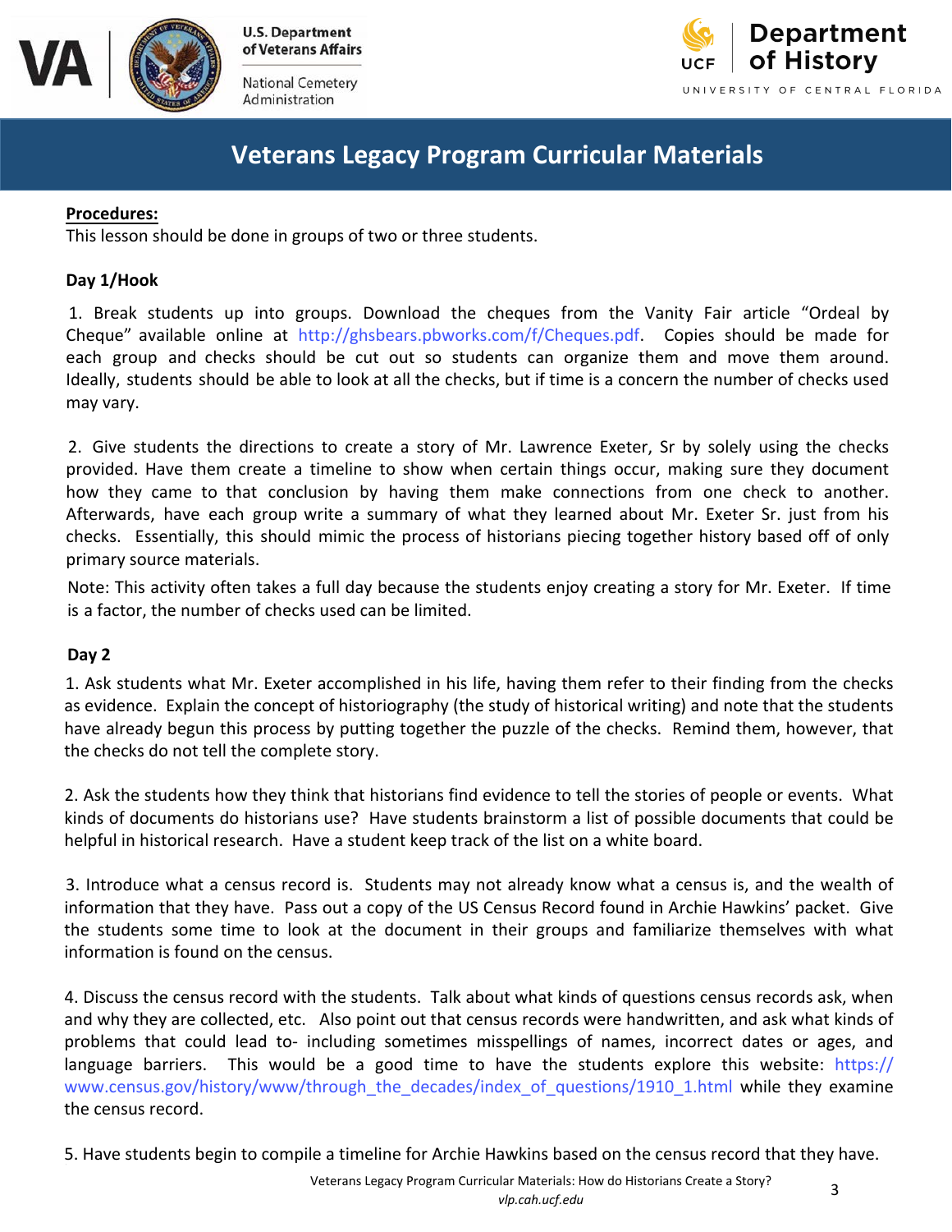**Procedures:**
This lesson should be done in groups of two or three students.

**Day 1/Hook**

1. Break students up into groups. Download the cheques from the Vanity Fair article "Ordeal by Cheque" available online at http://ghsbears.pbworks.com/f/Cheques.pdf. Copies should be made for each group and checks should be cut out so students can organize them and move them around. Ideally, students should be able to look at all the checks, but if time is a concern the number of checks used may vary.

2. Give students the directions to create a story of Mr. Lawrence Exeter, Sr by solely using the checks provided. Have them create a timeline to show when certain things occur, making sure they document how they came to that conclusion by having them make connections from one check to another. Afterwards, have each group write a summary of what they learned about Mr. Exeter Sr. just from his checks. Essentially, this should mimic the process of historians piecing together history based off of only primary source materials.

Note: This activity often takes a full day because the students enjoy creating a story for Mr. Exeter. If time is a factor, the number of checks used can be limited.

**Day 2**

1. Ask students what Mr. Exeter accomplished in his life, having them refer to their finding from the checks as evidence. Explain the concept of historiography (the study of historical writing) and note that the students have already begun this process by putting together the puzzle of the checks. Remind them, however, that the checks do not tell the complete story.

2. Ask the students how they think that historians find evidence to tell the stories of people or events. What kinds of documents do historians use? Have students brainstorm a list of possible documents that could be helpful in historical research. Have a student keep track of the list on a white board.

3. Introduce what a census record is. Students may not already know what a census is, and the wealth of information that they have. Pass out a copy of the US Census Record found in Archie Hawkins' packet. Give the students some time to look at the document in their groups and familiarize themselves with what information is found on the census.

4. Discuss the census record with the students. Talk about what kinds of questions census records ask, when and why they are collected, etc. Also point out that census records were handwritten, and ask what kinds of problems that could lead to- including sometimes misspellings of names, incorrect dates or ages, and language barriers. This would be a good time to have the students explore this website: https://www.census.gov/history/www/through_the_decades/index_of_questions/1910_1.html while they examine the census record.

5. Have students begin to compile a timeline for Archie Hawkins based on the census record that they have.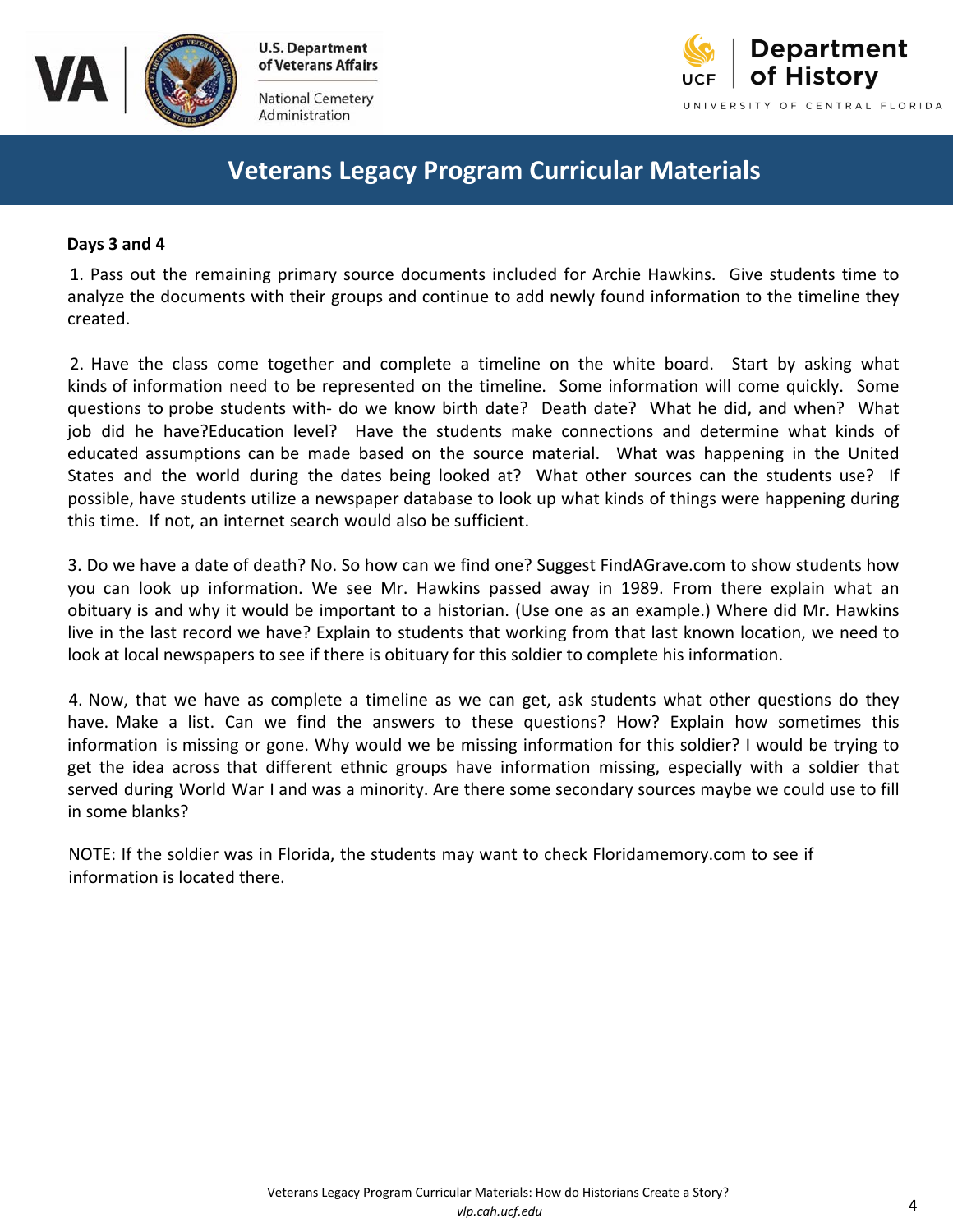**Days 3 and 4**

1. Pass out the remaining primary source documents included for Archie Hawkins. Give students time to analyze the documents with their groups and continue to add newly found information to the timeline they created.

2. Have the class come together and complete a timeline on the white board. Start by asking what kinds of information need to be represented on the timeline. Some information will come quickly. Some questions to probe students with- do we know birth date? Death date? What he did, and when? What job did he have?Education level? Have the students make connections and determine what kinds of educated assumptions can be made based on the source material. What was happening in the United States and the world during the dates being looked at? What other sources can the students use? If possible, have students utilize a newspaper database to look up what kinds of things were happening during this time. If not, an internet search would also be sufficient.

3. Do we have a date of death? No. So how can we find one? Suggest FindAGrave.com to show students how you can look up information. We see Mr. Hawkins passed away in 1989. From there explain what an obituary is and why it would be important to a historian. (Use one as an example.) Where did Mr. Hawkins live in the last record we have? Explain to students that working from that last known location, we need to look at local newspapers to see if there is obituary for this soldier to complete his information.

4. Now, that we have as complete a timeline as we can get, ask students what other questions do they have. Make a list. Can we find the answers to these questions? How? Explain how sometimes this information is missing or gone. Why would we be missing information for this soldier? I would be trying to get the idea across that different ethnic groups have information missing, especially with a soldier that served during World War I and was a minority. Are there some secondary sources maybe we could use to fill in some blanks?

NOTE: If the soldier was in Florida, the students may want to check Floridamemory.com to see if information is located there.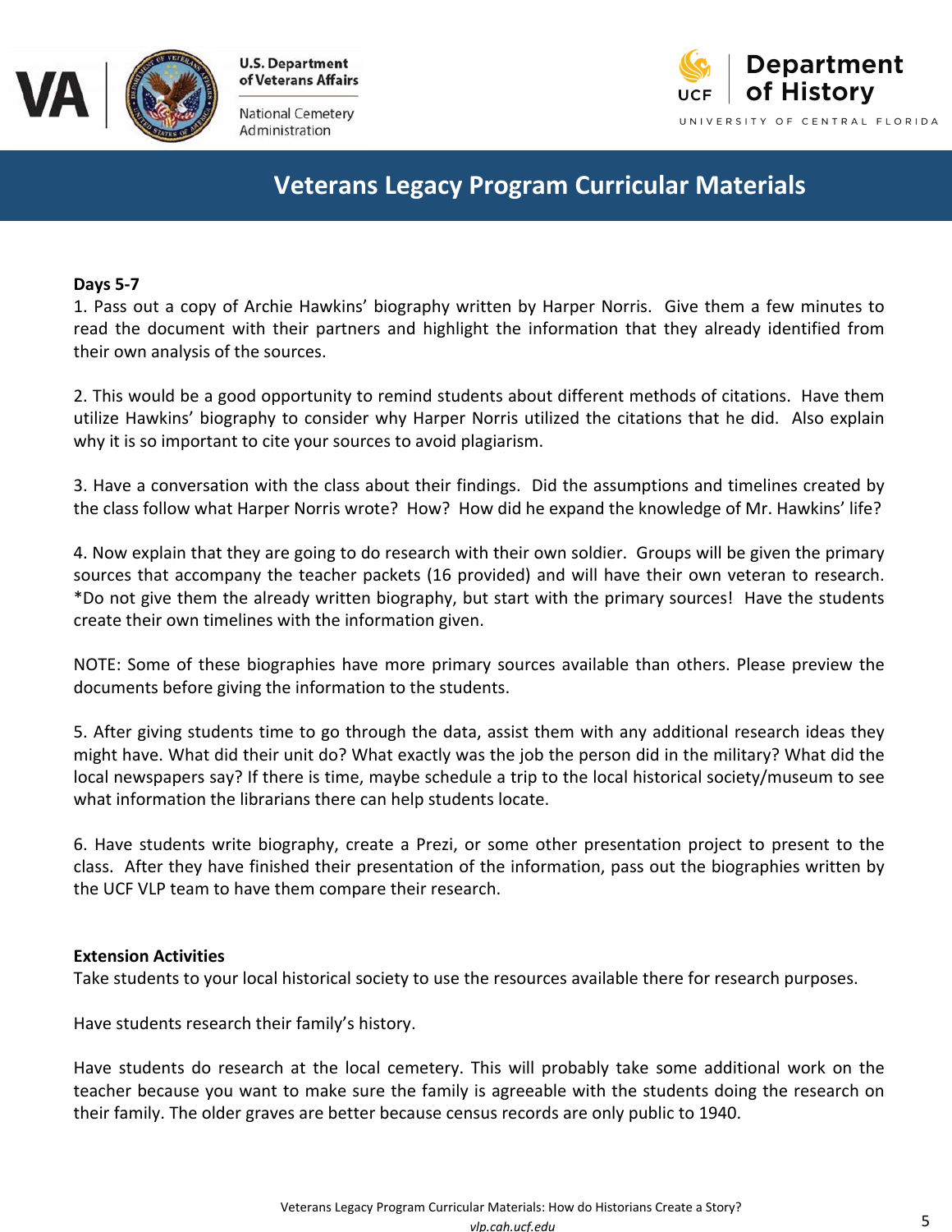**Days 5-7**

1. Pass out a copy of Archie Hawkins' biography written by Harper Norris. Give them a few minutes to read the document with their partners and highlight the information that they already identified from their own analysis of the sources.

2. This would be a good opportunity to remind students about different methods of citations. Have them utilize Hawkins' biography to consider why Harper Norris utilized the citations that he did. Also explain why it is so important to cite your sources to avoid plagiarism.

3. Have a conversation with the class about their findings. Did the assumptions and timelines created by the class follow what Harper Norris wrote? How? How did he expand the knowledge of Mr. Hawkins' life?

4. Now explain that they are going to do research with their own soldier. Groups will be given the primary sources that accompany the teacher packets (16 provided) and will have their own veteran to research. *Do not give them the already written biography, but start with the primary sources! Have the students create their own timelines with the information given.

NOTE: Some of these biographies have more primary sources available than others. Please preview the documents before giving the information to the students.

5. After giving students time to go through the data, assist them with any additional research ideas they might have. What did their unit do? What exactly was the job the person did in the military? What did the local newspapers say? If there is time, maybe schedule a trip to the local historical society/museum to see what information the librarians there can help students locate.

6. Have students write biography, create a Prezi, or some other presentation project to present to the class. After they have finished their presentation of the information, pass out the biographies written by the UCF VLP team to have them compare their research.

**Extension Activities**

Take students to your local historical society to use the resources available there for research purposes.

Have students research their family's history.

Have students do research at the local cemetery. This will probably take some additional work on the teacher because you want to make sure the family is agreeable with the students doing the research on their family. The older graves are better because census records are only public to 1940.